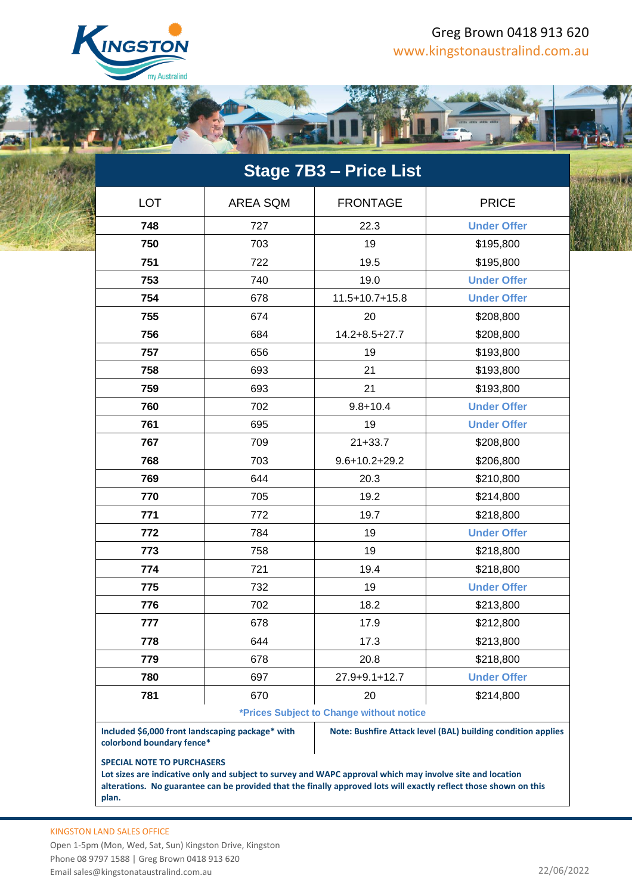Greg Brown 0418 913 620
www.kingstonaustralind.com.au

# Stage 7B3 – Price List

| LOT | AREA SQM | FRONTAGE | PRICE |
|---|---|---|---|
| **748** | 727 | 22.3 | **Under Offer** |
| **750** | 703 | 19 | $195,800 |
| **751** | 722 | 19.5 | $195,800 |
| **753** | 740 | 19.0 | **Under Offer** |
| **754** | 678 | 11.5+10.7+15.8 | **Under Offer** |
| **755** | 674 | 20 | $208,800 |
| **756** | 684 | 14.2+8.5+27.7 | $208,800 |
| **757** | 656 | 19 | $193,800 |
| **758** | 693 | 21 | $193,800 |
| **759** | 693 | 21 | $193,800 |
| **760** | 702 | 9.8+10.4 | **Under Offer** |
| **761** | 695 | 19 | **Under Offer** |
| **767** | 709 | 21+33.7 | $208,800 |
| **768** | 703 | 9.6+10.2+29.2 | $206,800 |
| **769** | 644 | 20.3 | $210,800 |
| **770** | 705 | 19.2 | $214,800 |
| **771** | 772 | 19.7 | $218,800 |
| **772** | 784 | 19 | **Under Offer** |
| **773** | 758 | 19 | $218,800 |
| **774** | 721 | 19.4 | $218,800 |
| **775** | 732 | 19 | **Under Offer** |
| **776** | 702 | 18.2 | $213,800 |
| **777** | 678 | 17.9 | $212,800 |
| **778** | 644 | 17.3 | $213,800 |
| **779** | 678 | 20.8 | $218,800 |
| **780** | 697 | 27.9+9.1+12.7 | **Under Offer** |
| **781** | 670 | 20 | $214,800 |

**\*Prices Subject to Change without notice**

**Included $6,000 front landscaping package\* with colorbond boundary fence\***

**Note: Bushfire Attack level (BAL) building condition applies**

**SPECIAL NOTE TO PURCHASERS**
**Lot sizes are indicative only and subject to survey and WAPC approval which may involve site and location alterations. No guarantee can be provided that the finally approved lots will exactly reflect those shown on this plan.**

KINGSTON LAND SALES OFFICE
Open 1-5pm (Mon, Wed, Sat, Sun) Kingston Drive, Kingston
Phone 08 9797 1588 | Greg Brown 0418 913 620
Email sales@kingstonataustralind.com.au

22/06/2022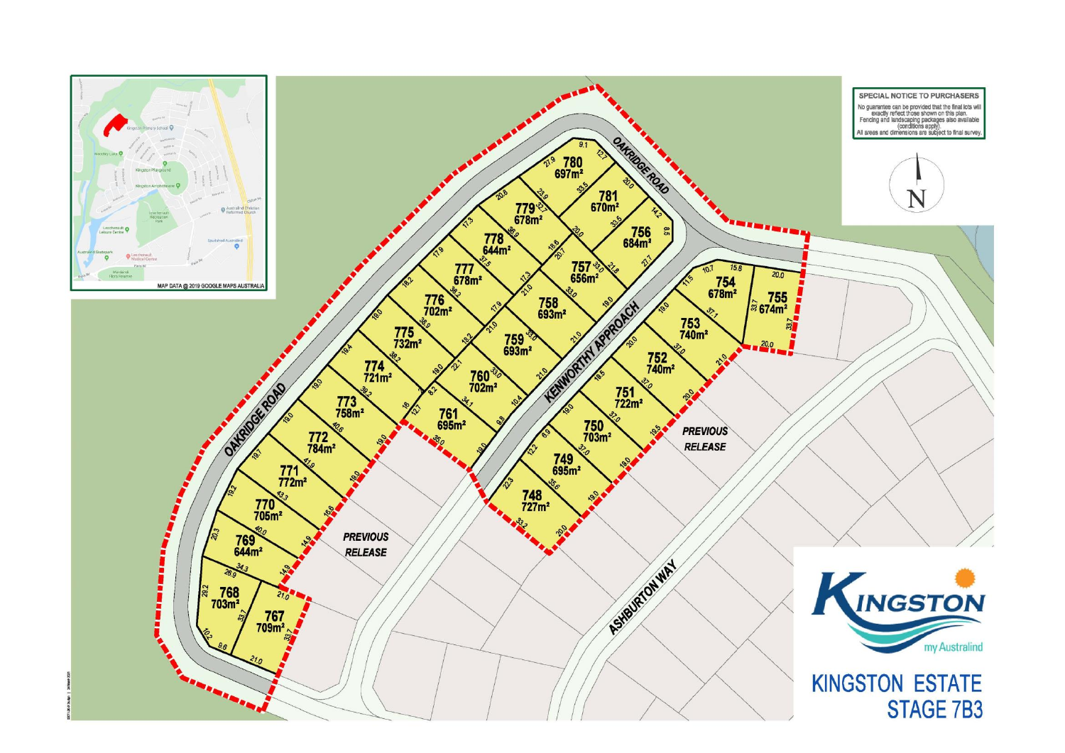# KINGSTON ESTATE STAGE 7B3

KINGSTON my Australind

**SPECIAL NOTICE TO PURCHASERS**

No guarantee can be provided that the final lots will exactly reflect those shown on this plan. Fencing and landscaping packages also available (conditions apply). All areas and dimensions are subject to final survey.

N

MAP DATA @ 2019 GOOGLE MAPS AUSTRALIA

OAKRIDGE ROAD

KENWORTHY APPROACH

ASHBURTON WAY

PREVIOUS RELEASE

PREVIOUS RELEASE

748 727m²

749 695m²

750 703m²

751 722m²

752 740m²

753 740m²

754 678m²

755 674m²

756 684m²

757 656m²

758 693m²

759 693m²

760 702m²

761 695m²

767 709m²

768 703m²

769 644m²

770 705m²

771 772m²

772 784m²

773 758m²

774 721m²

775 732m²

776 702m²

777 678m²

778 644m²

779 678m²

780 697m²

781 670m²